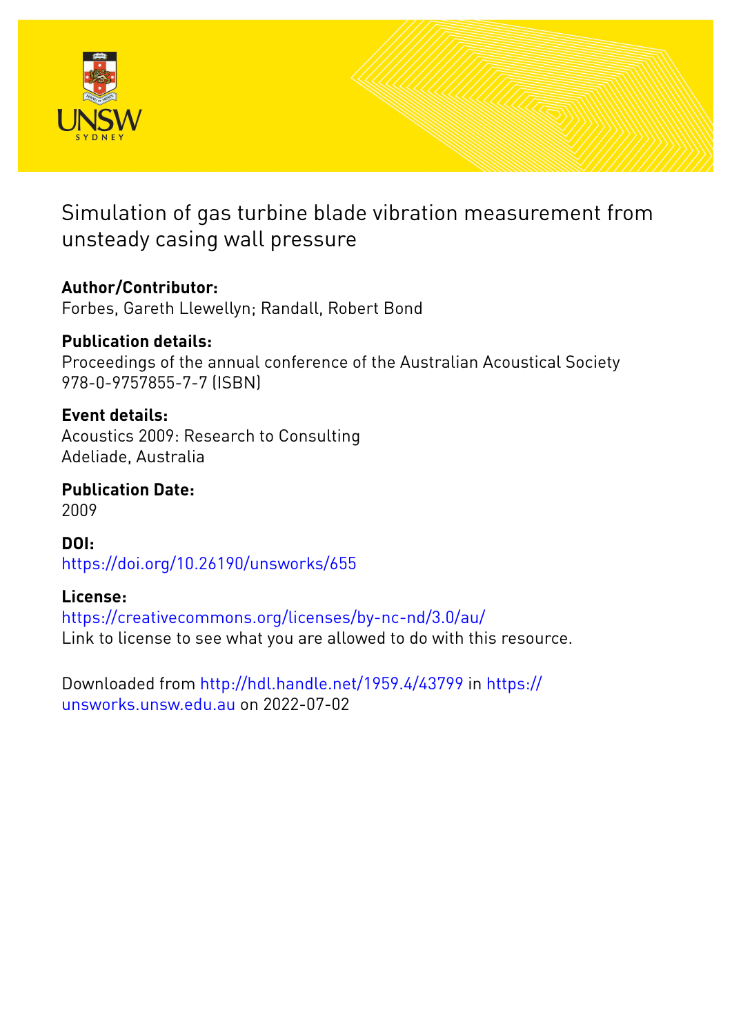# Simulation of gas turbine blade vibration measurement from unsteady casing wall pressure

**Author/Contributor:**
Forbes, Gareth Llewellyn; Randall, Robert Bond

**Publication details:**
Proceedings of the annual conference of the Australian Acoustical Society
978-0-9757855-7-7 (ISBN)

**Event details:**
Acoustics 2009: Research to Consulting
Adeliade, Australia

**Publication Date:**
2009

**DOI:**
https://doi.org/10.26190/unsworks/655

**License:**
https://creativecommons.org/licenses/by-nc-nd/3.0/au/
Link to license to see what you are allowed to do with this resource.

Downloaded from http://hdl.handle.net/1959.4/43799 in https://unsworks.unsw.edu.au on 2022-07-02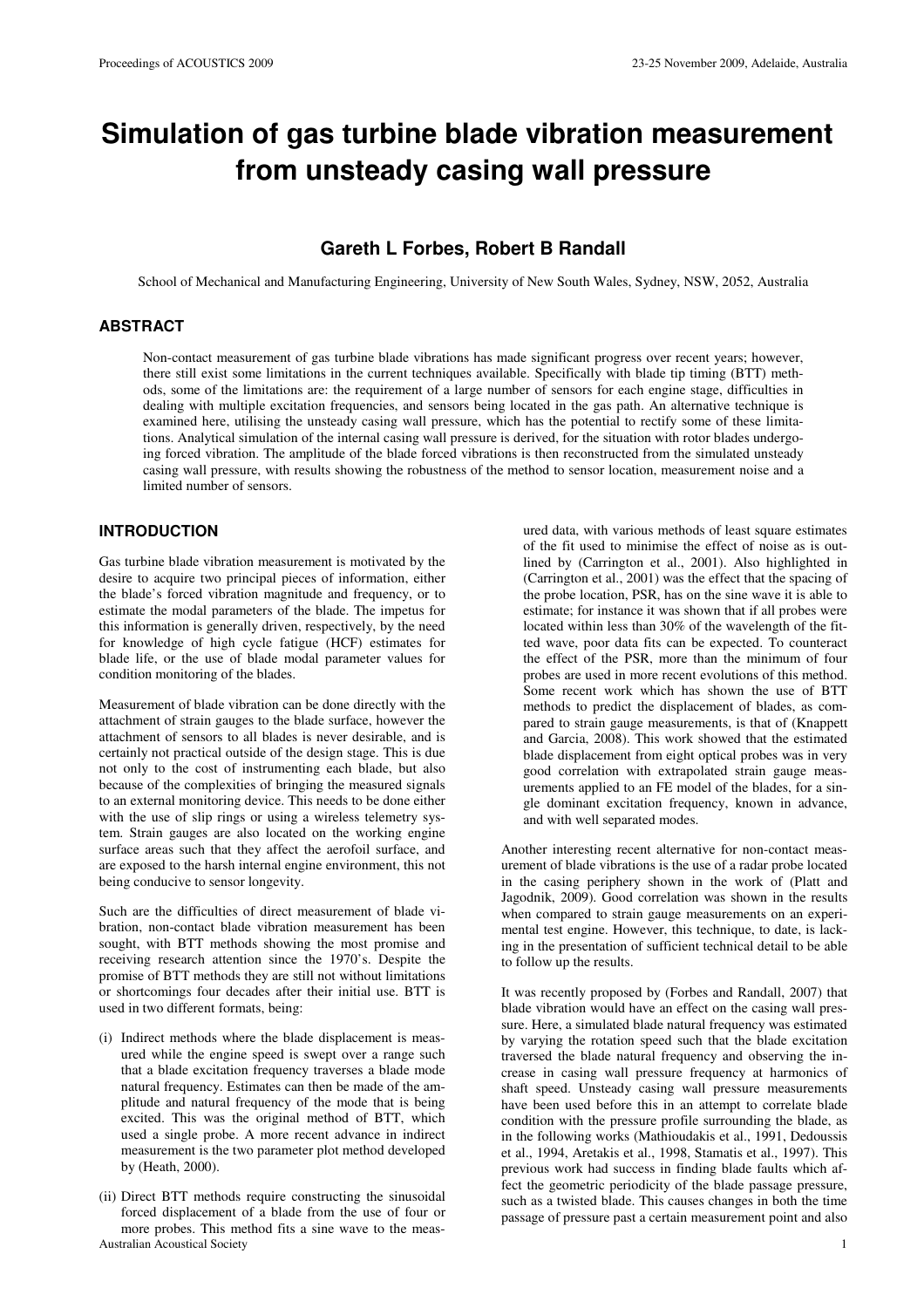# Simulation of gas turbine blade vibration measurement from unsteady casing wall pressure

## Gareth L Forbes, Robert B Randall

School of Mechanical and Manufacturing Engineering, University of New South Wales, Sydney, NSW, 2052, Australia

## ABSTRACT

Non-contact measurement of gas turbine blade vibrations has made significant progress over recent years; however, there still exist some limitations in the current techniques available. Specifically with blade tip timing (BTT) methods, some of the limitations are: the requirement of a large number of sensors for each engine stage, difficulties in dealing with multiple excitation frequencies, and sensors being located in the gas path. An alternative technique is examined here, utilising the unsteady casing wall pressure, which has the potential to rectify some of these limitations. Analytical simulation of the internal casing wall pressure is derived, for the situation with rotor blades undergoing forced vibration. The amplitude of the blade forced vibrations is then reconstructed from the simulated unsteady casing wall pressure, with results showing the robustness of the method to sensor location, measurement noise and a limited number of sensors.

## INTRODUCTION

Gas turbine blade vibration measurement is motivated by the desire to acquire two principal pieces of information, either the blade's forced vibration magnitude and frequency, or to estimate the modal parameters of the blade. The impetus for this information is generally driven, respectively, by the need for knowledge of high cycle fatigue (HCF) estimates for blade life, or the use of blade modal parameter values for condition monitoring of the blades.

Measurement of blade vibration can be done directly with the attachment of strain gauges to the blade surface, however the attachment of sensors to all blades is never desirable, and is certainly not practical outside of the design stage. This is due not only to the cost of instrumenting each blade, but also because of the complexities of bringing the measured signals to an external monitoring device. This needs to be done either with the use of slip rings or using a wireless telemetry system. Strain gauges are also located on the working engine surface areas such that they affect the aerofoil surface, and are exposed to the harsh internal engine environment, this not being conducive to sensor longevity.

Such are the difficulties of direct measurement of blade vibration, non-contact blade vibration measurement has been sought, with BTT methods showing the most promise and receiving research attention since the 1970's. Despite the promise of BTT methods they are still not without limitations or shortcomings four decades after their initial use. BTT is used in two different formats, being:

(i) Indirect methods where the blade displacement is measured while the engine speed is swept over a range such that a blade excitation frequency traverses a blade mode natural frequency. Estimates can then be made of the amplitude and natural frequency of the mode that is being excited. This was the original method of BTT, which used a single probe. A more recent advance in indirect measurement is the two parameter plot method developed by (Heath, 2000).

(ii) Direct BTT methods require constructing the sinusoidal forced displacement of a blade from the use of four or more probes. This method fits a sine wave to the measured data, with various methods of least square estimates of the fit used to minimise the effect of noise as is outlined by (Carrington et al., 2001). Also highlighted in (Carrington et al., 2001) was the effect that the spacing of the probe location, PSR, has on the sine wave it is able to estimate; for instance it was shown that if all probes were located within less than 30% of the wavelength of the fitted wave, poor data fits can be expected. To counteract the effect of the PSR, more than the minimum of four probes are used in more recent evolutions of this method. Some recent work which has shown the use of BTT methods to predict the displacement of blades, as compared to strain gauge measurements, is that of (Knappett and Garcia, 2008). This work showed that the estimated blade displacement from eight optical probes was in very good correlation with extrapolated strain gauge measurements applied to an FE model of the blades, for a single dominant excitation frequency, known in advance, and with well separated modes.

Another interesting recent alternative for non-contact measurement of blade vibrations is the use of a radar probe located in the casing periphery shown in the work of (Platt and Jagodnik, 2009). Good correlation was shown in the results when compared to strain gauge measurements on an experimental test engine. However, this technique, to date, is lacking in the presentation of sufficient technical detail to be able to follow up the results.

It was recently proposed by (Forbes and Randall, 2007) that blade vibration would have an effect on the casing wall pressure. Here, a simulated blade natural frequency was estimated by varying the rotation speed such that the blade excitation traversed the blade natural frequency and observing the increase in casing wall pressure frequency at harmonics of shaft speed. Unsteady casing wall pressure measurements have been used before this in an attempt to correlate blade condition with the pressure profile surrounding the blade, as in the following works (Mathioudakis et al., 1991, Dedoussis et al., 1994, Aretakis et al., 1998, Stamatis et al., 1997). This previous work had success in finding blade faults which affect the geometric periodicity of the blade passage pressure, such as a twisted blade. This causes changes in both the time passage of pressure past a certain measurement point and also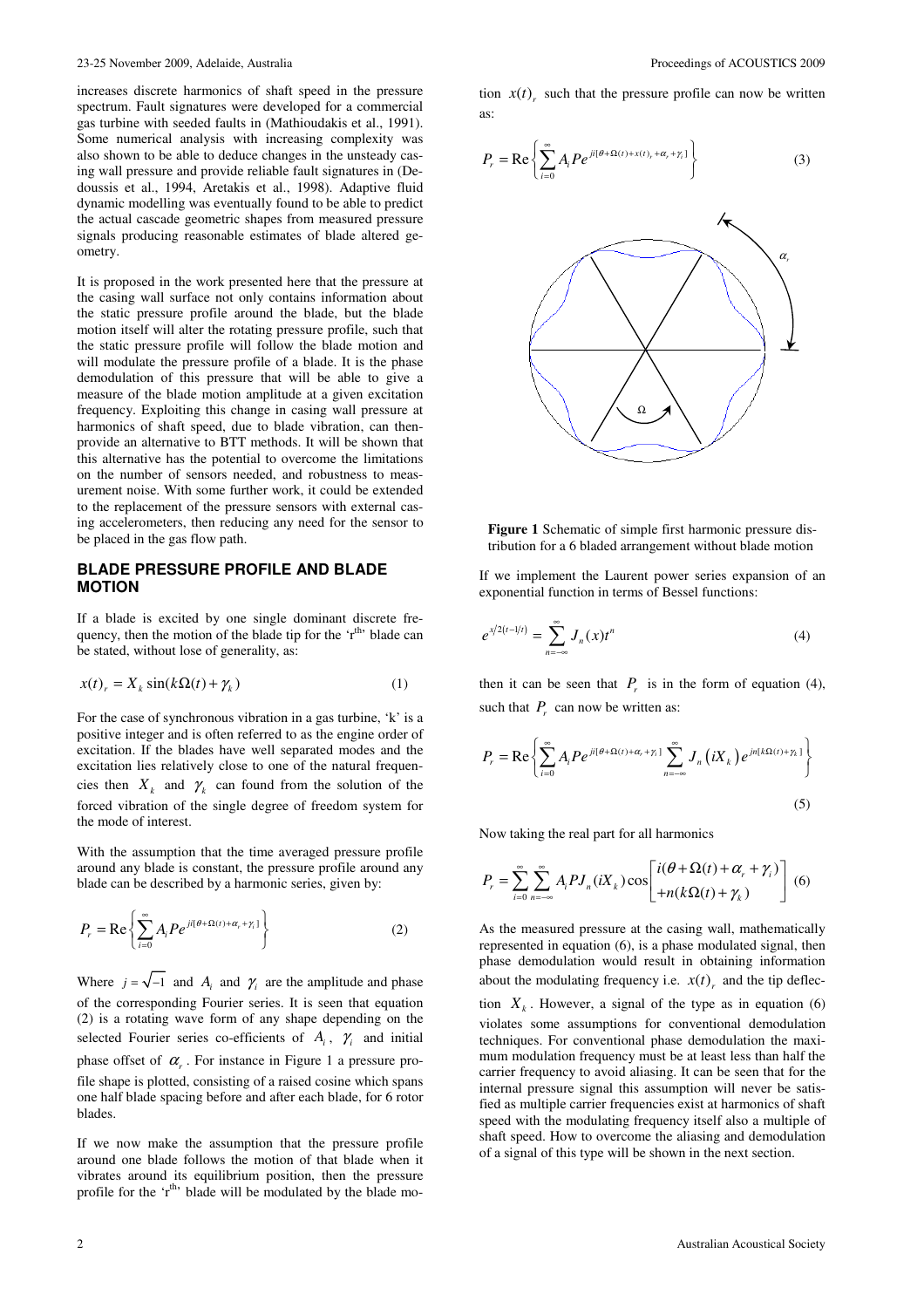increases discrete harmonics of shaft speed in the pressure spectrum. Fault signatures were developed for a commercial gas turbine with seeded faults in (Mathioudakis et al., 1991). Some numerical analysis with increasing complexity was also shown to be able to deduce changes in the unsteady casing wall pressure and provide reliable fault signatures in (Dedoussis et al., 1994, Aretakis et al., 1998). Adaptive fluid dynamic modelling was eventually found to be able to predict the actual cascade geometric shapes from measured pressure signals producing reasonable estimates of blade altered geometry.

It is proposed in the work presented here that the pressure at the casing wall surface not only contains information about the static pressure profile around the blade, but the blade motion itself will alter the rotating pressure profile, such that the static pressure profile will follow the blade motion and will modulate the pressure profile of a blade. It is the phase demodulation of this pressure that will be able to give a measure of the blade motion amplitude at a given excitation frequency. Exploiting this change in casing wall pressure at harmonics of shaft speed, due to blade vibration, can then-provide an alternative to BTT methods. It will be shown that this alternative has the potential to overcome the limitations on the number of sensors needed, and robustness to measurement noise. With some further work, it could be extended to the replacement of the pressure sensors with external casing accelerometers, then reducing any need for the sensor to be placed in the gas flow path.

## BLADE PRESSURE PROFILE AND BLADE MOTION

If a blade is excited by one single dominant discrete frequency, then the motion of the blade tip for the 'r[th]' blade can be stated, without lose of generality, as:

$$x(t)_r = X_k \sin(k\Omega(t) + \gamma_k) \tag{1}$$

For the case of synchronous vibration in a gas turbine, 'k' is a positive integer and is often referred to as the engine order of excitation. If the blades have well separated modes and the excitation lies relatively close to one of the natural frequencies then $X_k$ and $\gamma_k$ can found from the solution of the forced vibration of the single degree of freedom system for the mode of interest.

With the assumption that the time averaged pressure profile around any blade is constant, the pressure profile around any blade can be described by a harmonic series, given by:

$$P_r = \mathrm{Re}\left\{\sum_{i=0}^{\infty} A_i P e^{ji[\theta+\Omega(t)+\alpha_r+\gamma_i]}\right\} \tag{2}$$

Where $j=\sqrt{-1}$ and $A_i$ and $\gamma_i$ are the amplitude and phase of the corresponding Fourier series. It is seen that equation (2) is a rotating wave form of any shape depending on the selected Fourier series co-efficients of $A_i$, $\gamma_i$ and initial phase offset of $\alpha_r$. For instance in Figure 1 a pressure profile shape is plotted, consisting of a raised cosine which spans one half blade spacing before and after each blade, for 6 rotor blades.

If we now make the assumption that the pressure profile around one blade follows the motion of that blade when it vibrates around its equilibrium position, then the pressure profile for the 'r[th]' blade will be modulated by the blade motion $x(t)_r$ such that the pressure profile can now be written as:

$$P_r = \mathrm{Re}\left\{\sum_{i=0}^{\infty} A_i P e^{ji[\theta+\Omega(t)+x(t)_r+\alpha_r+\gamma_i]}\right\} \tag{3}$$

**Figure 1** Schematic of simple first harmonic pressure distribution for a 6 bladed arrangement without blade motion

If we implement the Laurent power series expansion of an exponential function in terms of Bessel functions:

$$e^{x/2(t-1/t)} = \sum_{n=-\infty}^{\infty} J_n(x)t^n \tag{4}$$

then it can be seen that $P_r$ is in the form of equation (4), such that $P_r$ can now be written as:

$$P_r = \mathrm{Re}\left\{\sum_{i=0}^{\infty} A_i P e^{ji[\theta+\Omega(t)+\alpha_r+\gamma_i]} \sum_{n=-\infty}^{\infty} J_n(iX_k)e^{jn[k\Omega(t)+\gamma_k]}\right\} \tag{5}$$

Now taking the real part for all harmonics

$$P_r = \sum_{i=0}^{\infty}\sum_{n=-\infty}^{\infty} A_i P J_n(iX_k)\cos\begin{bmatrix} i(\theta+\Omega(t)+\alpha_r+\gamma_i) \\ +n(k\Omega(t)+\gamma_k) \end{bmatrix} \tag{6}$$

As the measured pressure at the casing wall, mathematically represented in equation (6), is a phase modulated signal, then phase demodulation would result in obtaining information about the modulating frequency i.e. $x(t)_r$ and the tip deflection $X_k$. However, a signal of the type as in equation (6) violates some assumptions for conventional demodulation techniques. For conventional phase demodulation the maximum modulation frequency must be at least less than half the carrier frequency to avoid aliasing. It can be seen that for the internal pressure signal this assumption will never be satisfied as multiple carrier frequencies exist at harmonics of shaft speed with the modulating frequency itself also a multiple of shaft speed. How to overcome the aliasing and demodulation of a signal of this type will be shown in the next section.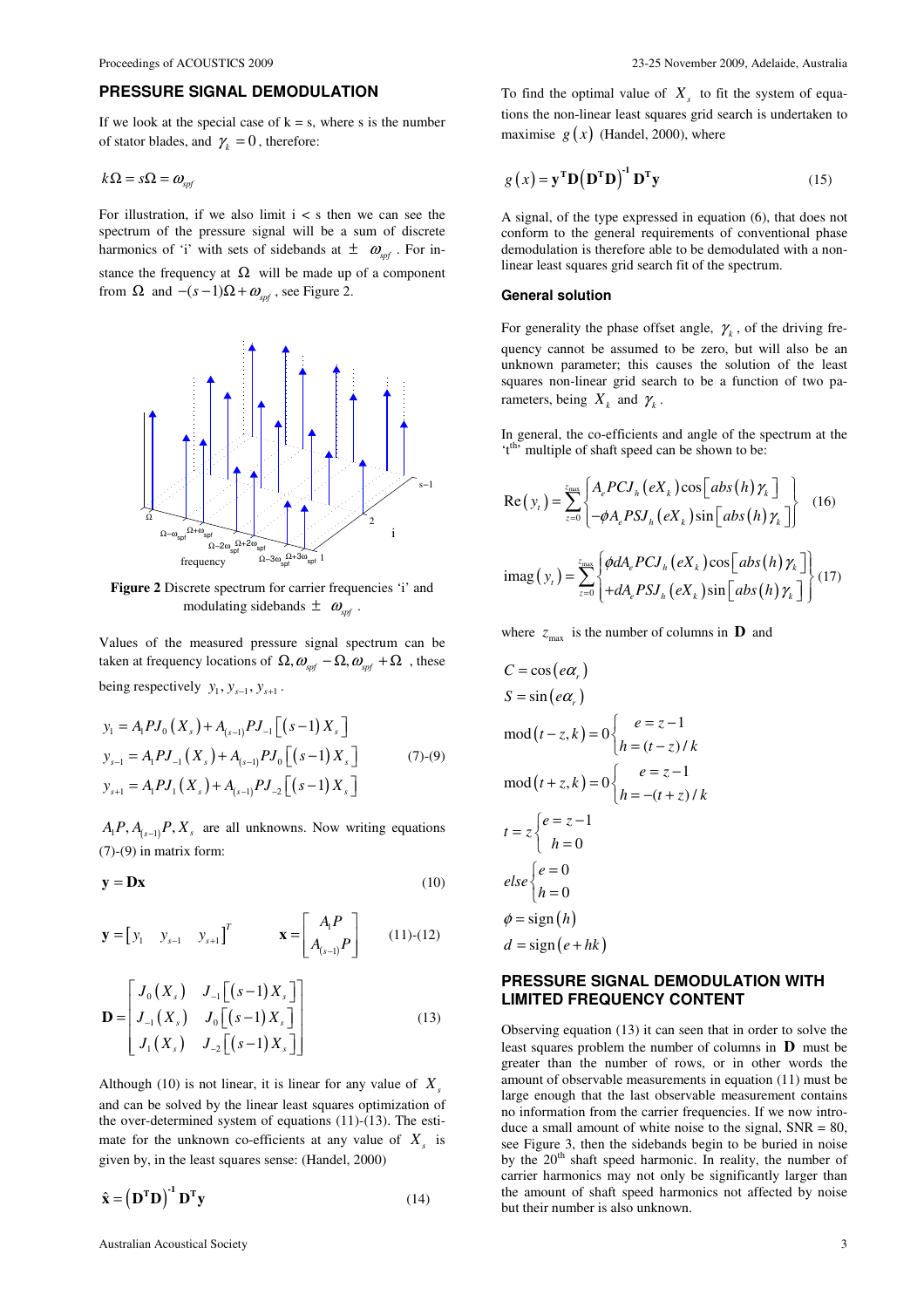## PRESSURE SIGNAL DEMODULATION

If we look at the special case of k = s, where s is the number of stator blades, and $\gamma_k = 0$, therefore:

$$k\Omega = s\Omega = \omega_{spf}$$

For illustration, if we also limit i < s then we can see the spectrum of the pressure signal will be a sum of discrete harmonics of 'i' with sets of sidebands at $\pm\ \omega_{spf}$. For instance the frequency at $\Omega$ will be made up of a component from $\Omega$ and $-(s-1)\Omega + \omega_{spf}$, see Figure 2.

**Figure 2** Discrete spectrum for carrier frequencies 'i' and modulating sidebands $\pm\ \omega_{spf}$.

Values of the measured pressure signal spectrum can be taken at frequency locations of $\Omega, \omega_{spf} - \Omega, \omega_{spf} + \Omega$, these being respectively $y_1, y_{s-1}, y_{s+1}$.

$$\begin{aligned} y_1 &= A_1 P J_0(X_s) + A_{(s-1)} P J_{-1}\left[(s-1)X_s\right] \\ y_{s-1} &= A_1 P J_{-1}(X_s) + A_{(s-1)} P J_0\left[(s-1)X_s\right] \\ y_{s+1} &= A_1 P J_1(X_s) + A_{(s-1)} P J_{-2}\left[(s-1)X_s\right] \end{aligned} \qquad (7)\text{-}(9)$$

$A_1 P, A_{(s-1)} P, X_s$ are all unknowns. Now writing equations (7)-(9) in matrix form:

$$\mathbf{y} = \mathbf{D}\mathbf{x} \qquad (10)$$

$$\mathbf{y} = \begin{bmatrix} y_1 & y_{s-1} & y_{s+1} \end{bmatrix}^T \qquad \mathbf{x} = \begin{bmatrix} A_1 P \\ A_{(s-1)} P \end{bmatrix} \qquad (11)\text{-}(12)$$

$$\mathbf{D} = \begin{bmatrix} J_0(X_s) & J_{-1}\left[(s-1)X_s\right] \\ J_{-1}(X_s) & J_0\left[(s-1)X_s\right] \\ J_1(X_s) & J_{-2}\left[(s-1)X_s\right] \end{bmatrix} \qquad (13)$$

Although (10) is not linear, it is linear for any value of $X_s$ and can be solved by the linear least squares optimization of the over-determined system of equations (11)-(13). The estimate for the unknown co-efficients at any value of $X_s$ is given by, in the least squares sense: (Handel, 2000)

$$\hat{\mathbf{x}} = \left(\mathbf{D}^{\mathbf{T}}\mathbf{D}\right)^{\mathbf{-1}} \mathbf{D}^{\mathbf{T}}\mathbf{y} \qquad (14)$$

To find the optimal value of $X_s$ to fit the system of equations the non-linear least squares grid search is undertaken to maximise $g(x)$ (Handel, 2000), where

$$g(x) = \mathbf{y}^{\mathbf{T}}\mathbf{D}\left(\mathbf{D}^{\mathbf{T}}\mathbf{D}\right)^{\mathbf{-1}}\mathbf{D}^{\mathbf{T}}\mathbf{y} \qquad (15)$$

A signal, of the type expressed in equation (6), that does not conform to the general requirements of conventional phase demodulation is therefore able to be demodulated with a non-linear least squares grid search fit of the spectrum.

### General solution

For generality the phase offset angle, $\gamma_k$, of the driving frequency cannot be assumed to be zero, but will also be an unknown parameter; this causes the solution of the least squares non-linear grid search to be a function of two parameters, being $X_k$ and $\gamma_k$.

In general, the co-efficients and angle of the spectrum at the 't[th]' multiple of shaft speed can be shown to be:

$$\mathrm{Re}(y_t) = \sum_{z=0}^{z_{\max}} \left\{ \begin{matrix} A_e PCJ_h(eX_k)\cos\left[abs(h)\gamma_k\right] \\ -\phi A_e PSJ_h(eX_k)\sin\left[abs(h)\gamma_k\right] \end{matrix} \right\} \qquad (16)$$

$$\mathrm{imag}(y_t) = \sum_{z=0}^{z_{\max}} \left\{ \begin{matrix} \phi d A_e PCJ_h(eX_k)\cos\left[abs(h)\gamma_k\right] \\ +dA_e PSJ_h(eX_k)\sin\left[abs(h)\gamma_k\right] \end{matrix} \right\} \qquad (17)$$

where $z_{\max}$ is the number of columns in $\mathbf{D}$ and

$$C = \cos(e\alpha_r)$$

$$S = \sin(e\alpha_r)$$

$$\mathrm{mod}(t-z,k) = 0 \begin{cases} e = z-1 \\ h = (t-z)/k \end{cases}$$

$$\mathrm{mod}(t+z,k) = 0 \begin{cases} e = z-1 \\ h = -(t+z)/k \end{cases}$$

$$t = z \begin{cases} e = z-1 \\ h = 0 \end{cases}$$

$$else \begin{cases} e = 0 \\ h = 0 \end{cases}$$

$$\phi = \mathrm{sign}(h)$$

$$d = \mathrm{sign}(e + hk)$$

## PRESSURE SIGNAL DEMODULATION WITH LIMITED FREQUENCY CONTENT

Observing equation (13) it can seen that in order to solve the least squares problem the number of columns in $\mathbf{D}$ must be greater than the number of rows, or in other words the amount of observable measurements in equation (11) must be large enough that the last observable measurement contains no information from the carrier frequencies. If we now introduce a small amount of white noise to the signal, SNR = 80, see Figure 3, then the sidebands begin to be buried in noise by the 20[th] shaft speed harmonic. In reality, the number of carrier harmonics may not only be significantly larger than the amount of shaft speed harmonics not affected by noise but their number is also unknown.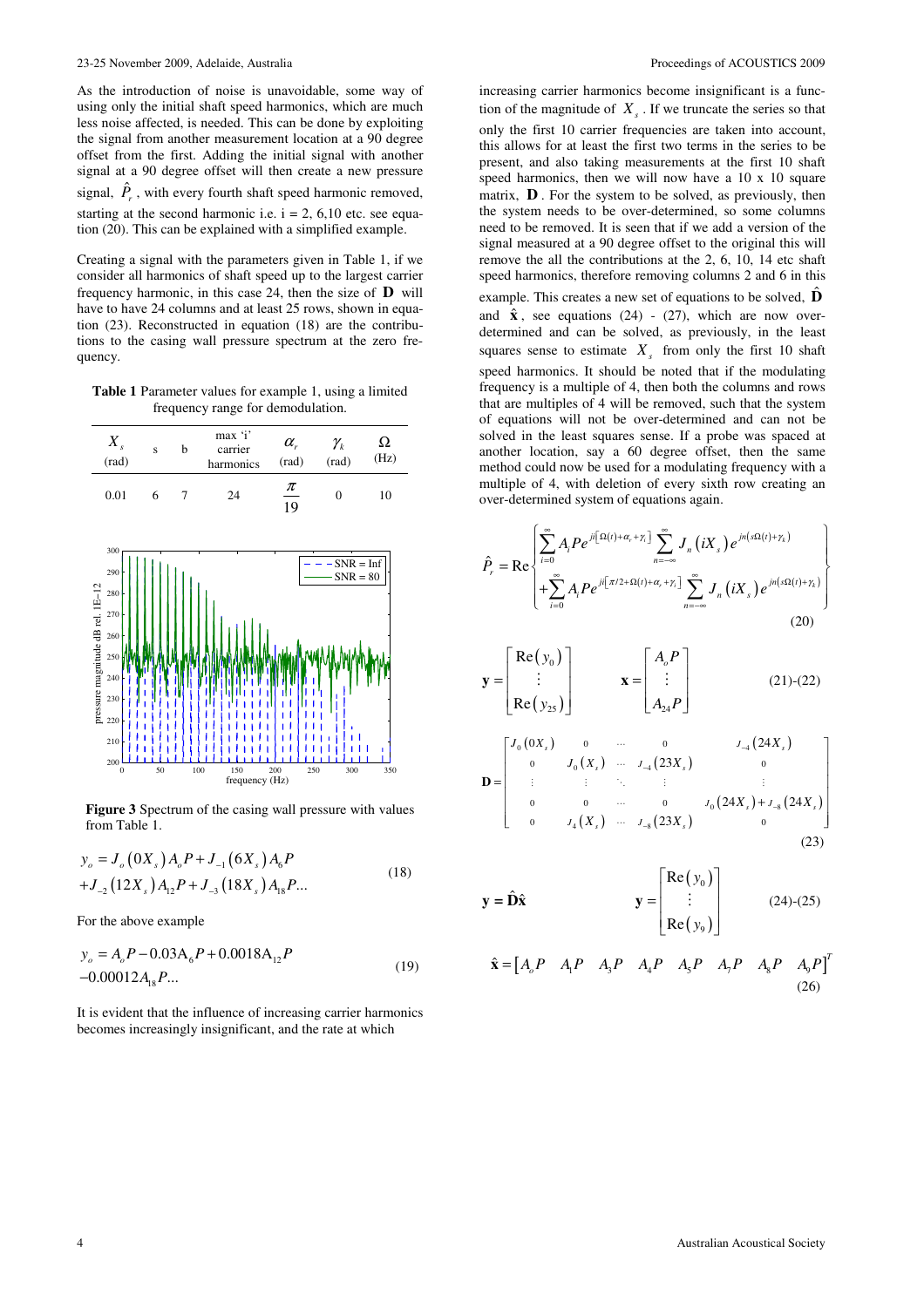As the introduction of noise is unavoidable, some way of using only the initial shaft speed harmonics, which are much less noise affected, is needed. This can be done by exploiting the signal from another measurement location at a 90 degree offset from the first. Adding the initial signal with another signal at a 90 degree offset will then create a new pressure signal, $\hat{P}_r$, with every fourth shaft speed harmonic removed, starting at the second harmonic i.e. i = 2, 6,10 etc. see equation (20). This can be explained with a simplified example.

Creating a signal with the parameters given in Table 1, if we consider all harmonics of shaft speed up to the largest carrier frequency harmonic, in this case 24, then the size of $\mathbf{D}$ will have to have 24 columns and at least 25 rows, shown in equation (23). Reconstructed in equation (18) are the contributions to the casing wall pressure spectrum at the zero frequency.

**Table 1** Parameter values for example 1, using a limited frequency range for demodulation.

| $X_s$ (rad) | s | b | max 'i' carrier harmonics | $\alpha_r$ (rad) | $\gamma_k$ (rad) | $\Omega$ (Hz) |
|---|---|---|---|---|---|---|
| 0.01 | 6 | 7 | 24 | $\frac{\pi}{19}$ | 0 | 10 |

**Figure 3** Spectrum of the casing wall pressure with values from Table 1.

$$y_o = J_o(0X_s)A_oP + J_{-1}(6X_s)A_6P + J_{-2}(12X_s)A_{12}P + J_{-3}(18X_s)A_{18}P... \tag{18}$$

For the above example

$$y_o = A_oP - 0.03A_6P + 0.0018A_{12}P - 0.00012A_{18}P... \tag{19}$$

It is evident that the influence of increasing carrier harmonics becomes increasingly insignificant, and the rate at which increasing carrier harmonics become insignificant is a function of the magnitude of $X_s$. If we truncate the series so that only the first 10 carrier frequencies are taken into account, this allows for at least the first two terms in the series to be present, and also taking measurements at the first 10 shaft speed harmonics, then we will now have a 10 x 10 square matrix, $\mathbf{D}$. For the system to be solved, as previously, then the system needs to be over-determined, so some columns need to be removed. It is seen that if we add a version of the signal measured at a 90 degree offset to the original this will remove the all the contributions at the 2, 6, 10, 14 etc shaft speed harmonics, therefore removing columns 2 and 6 in this example. This creates a new set of equations to be solved, $\hat{\mathbf{D}}$ and $\hat{\mathbf{x}}$, see equations (24) - (27), which are now over-determined and can be solved, as previously, in the least squares sense to estimate $X_s$ from only the first 10 shaft speed harmonics. It should be noted that if the modulating frequency is a multiple of 4, then both the columns and rows that are multiples of 4 will be removed, such that the system of equations will not be over-determined and can not be solved in the least squares sense. If a probe was spaced at another location, say a 60 degree offset, then the same method could now be used for a modulating frequency with a multiple of 4, with deletion of every sixth row creating an over-determined system of equations again.

$$\hat{P}_r = \mathrm{Re}\left\{ \begin{aligned} &\sum_{i=0}^{\infty} A_i P e^{ji[\Omega(t)+\alpha_r+\gamma_i]} \sum_{n=-\infty}^{\infty} J_n(iX_s) e^{jn(s\Omega(t)+\gamma_k)} \\ &+\sum_{i=0}^{\infty} A_i P e^{ji[\pi/2+\Omega(t)+\alpha_r+\gamma_i]} \sum_{n=-\infty}^{\infty} J_n(iX_s) e^{jn(s\Omega(t)+\gamma_k)} \end{aligned} \right\} \tag{20}$$

$$\mathbf{y} = \begin{bmatrix} \mathrm{Re}(y_0) \\ \vdots \\ \mathrm{Re}(y_{25}) \end{bmatrix} \qquad \mathbf{x} = \begin{bmatrix} A_oP \\ \vdots \\ A_{24}P \end{bmatrix} \tag{21-22}$$

$$\mathbf{D} = \begin{bmatrix} J_0(0X_s) & 0 & \cdots & 0 & J_{-4}(24X_s) \\ 0 & J_0(X_s) & \cdots & J_{-4}(23X_s) & 0 \\ \vdots & \vdots & \ddots & \vdots & \vdots \\ 0 & 0 & \cdots & 0 & J_0(24X_s)+J_{-8}(24X_s) \\ 0 & J_4(X_s) & \cdots & J_{-8}(23X_s) & 0 \end{bmatrix} \tag{23}$$

$$\mathbf{y} = \hat{\mathbf{D}}\hat{\mathbf{x}} \qquad \mathbf{y} = \begin{bmatrix} \mathrm{Re}(y_0) \\ \vdots \\ \mathrm{Re}(y_9) \end{bmatrix} \tag{24-25}$$

$$\hat{\mathbf{x}} = \begin{bmatrix} A_oP & A_1P & A_3P & A_4P & A_5P & A_7P & A_8P & A_9P \end{bmatrix}^T \tag{26}$$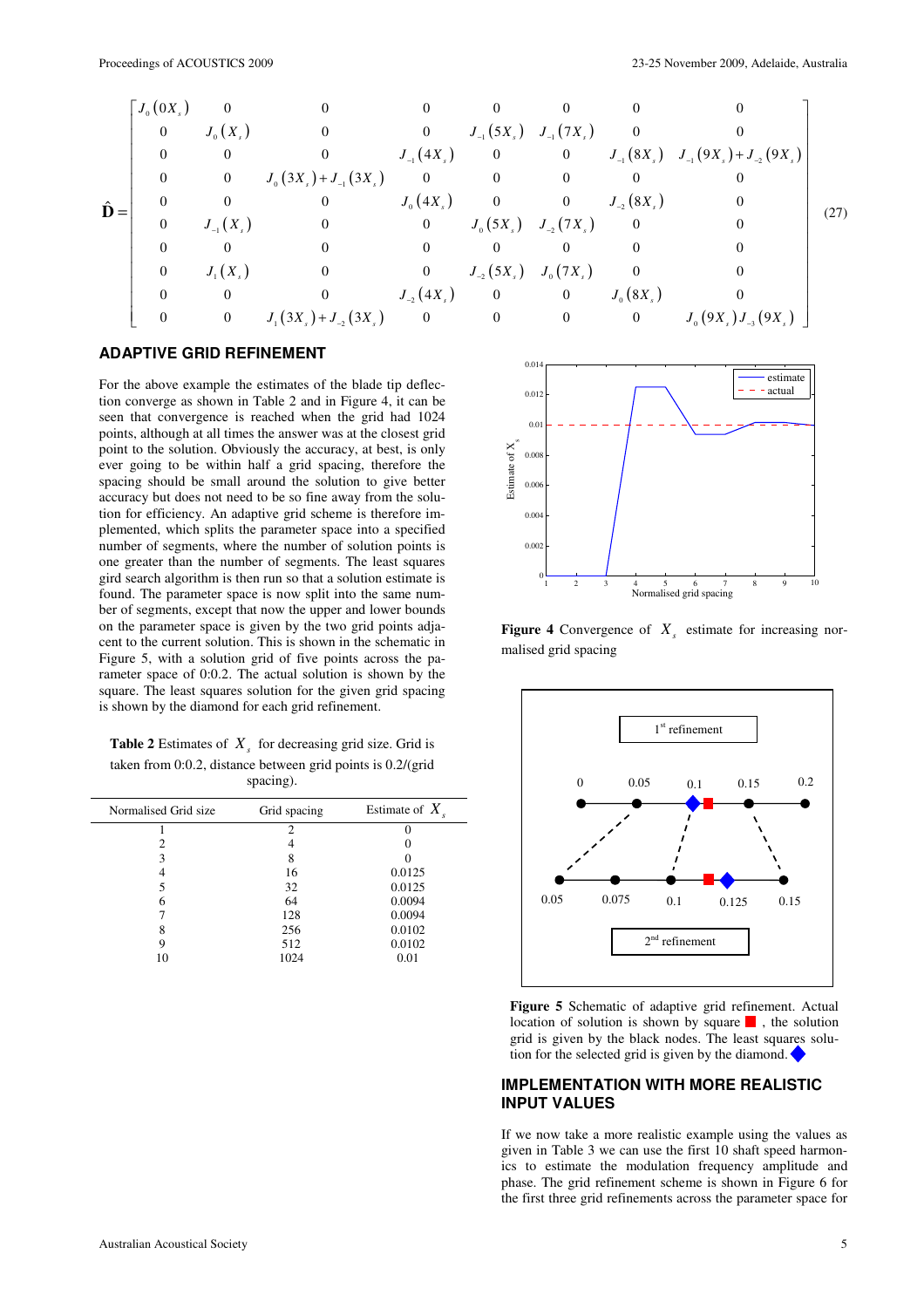$$
\hat{\mathbf{D}} = \begin{bmatrix}
J_0(0X_s) & 0 & 0 & 0 & 0 & 0 & 0 & 0 \\
0 & J_0(X_s) & 0 & 0 & J_{-1}(5X_s) & J_{-1}(7X_s) & 0 & 0 \\
0 & 0 & 0 & J_{-1}(4X_s) & 0 & 0 & J_{-1}(8X_s) & J_{-1}(9X_s)+J_{-2}(9X_s) \\
0 & 0 & J_0(3X_s)+J_{-1}(3X_s) & 0 & 0 & 0 & 0 & 0 \\
0 & 0 & 0 & J_0(4X_s) & 0 & 0 & J_{-2}(8X_s) & 0 \\
0 & J_{-1}(X_s) & 0 & 0 & J_0(5X_s) & J_{-2}(7X_s) & 0 & 0 \\
0 & 0 & 0 & 0 & 0 & 0 & 0 & 0 \\
0 & J_1(X_s) & 0 & 0 & J_{-2}(5X_s) & J_0(7X_s) & 0 & 0 \\
0 & 0 & 0 & J_{-2}(4X_s) & 0 & 0 & J_0(8X_s) & 0 \\
0 & 0 & J_1(3X_s)+J_{-2}(3X_s) & 0 & 0 & 0 & 0 & J_0(9X_s)J_{-3}(9X_s)
\end{bmatrix} \tag{27}
$$

## ADAPTIVE GRID REFINEMENT

For the above example the estimates of the blade tip deflection converge as shown in Table 2 and in Figure 4, it can be seen that convergence is reached when the grid had 1024 points, although at all times the answer was at the closest grid point to the solution. Obviously the accuracy, at best, is only ever going to be within half a grid spacing, therefore the spacing should be small around the solution to give better accuracy but does not need to be so fine away from the solution for efficiency. An adaptive grid scheme is therefore implemented, which splits the parameter space into a specified number of segments, where the number of solution points is one greater than the number of segments. The least squares gird search algorithm is then run so that a solution estimate is found. The parameter space is now split into the same number of segments, except that now the upper and lower bounds on the parameter space is given by the two grid points adjacent to the current solution. This is shown in the schematic in Figure 5, with a solution grid of five points across the parameter space of 0:0.2. The actual solution is shown by the square. The least squares solution for the given grid spacing is shown by the diamond for each grid refinement.

**Table 2** Estimates of $X_s$ for decreasing grid size. Grid is taken from 0:0.2, distance between grid points is 0.2/(grid spacing).

| Normalised Grid size | Grid spacing | Estimate of $X_s$ |
|---|---|---|
| 1 | 2 | 0 |
| 2 | 4 | 0 |
| 3 | 8 | 0 |
| 4 | 16 | 0.0125 |
| 5 | 32 | 0.0125 |
| 6 | 64 | 0.0094 |
| 7 | 128 | 0.0094 |
| 8 | 256 | 0.0102 |
| 9 | 512 | 0.0102 |
| 10 | 1024 | 0.01 |

**Figure 4** Convergence of $X_s$ estimate for increasing normalised grid spacing

**Figure 5** Schematic of adaptive grid refinement. Actual location of solution is shown by square, the solution grid is given by the black nodes. The least squares solution for the selected grid is given by the diamond.

## IMPLEMENTATION WITH MORE REALISTIC INPUT VALUES

If we now take a more realistic example using the values as given in Table 3 we can use the first 10 shaft speed harmonics to estimate the modulation frequency amplitude and phase. The grid refinement scheme is shown in Figure 6 for the first three grid refinements across the parameter space for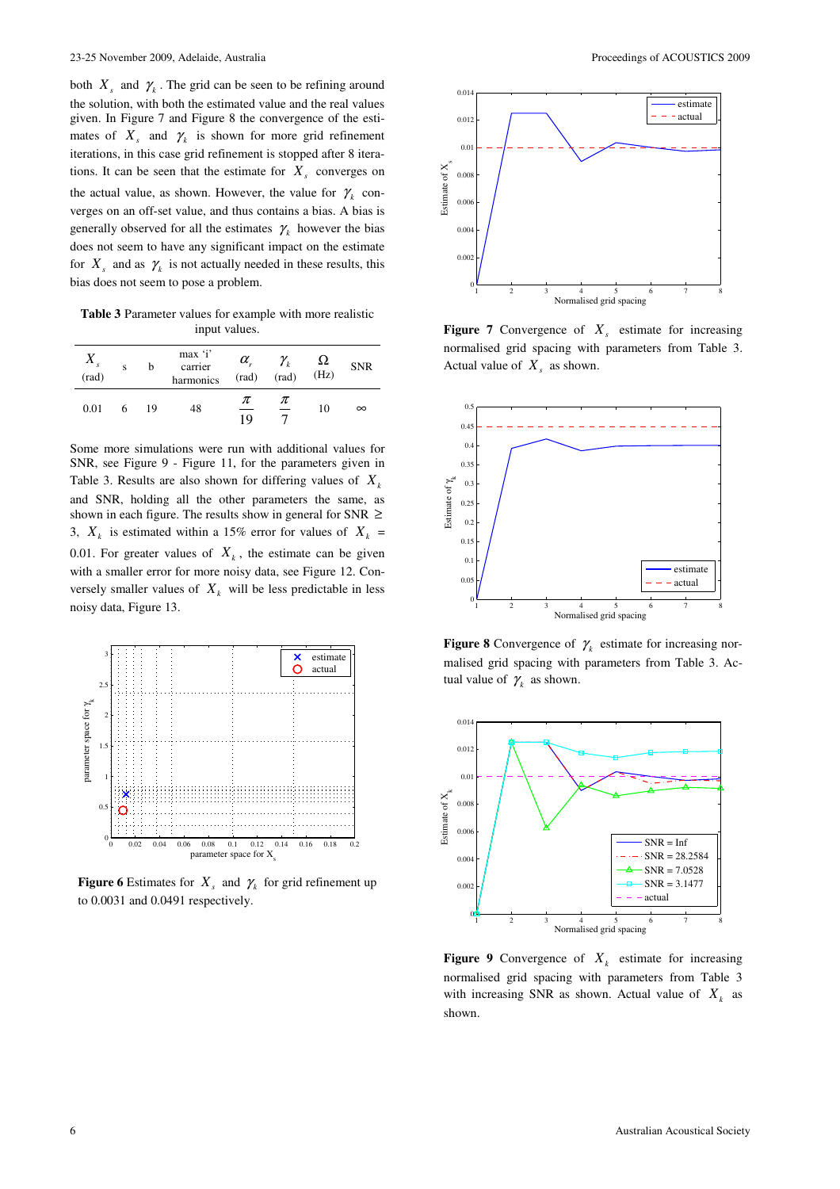both $X_s$ and $\gamma_k$. The grid can be seen to be refining around the solution, with both the estimated value and the real values given. In Figure 7 and Figure 8 the convergence of the estimates of $X_s$ and $\gamma_k$ is shown for more grid refinement iterations, in this case grid refinement is stopped after 8 iterations. It can be seen that the estimate for $X_s$ converges on the actual value, as shown. However, the value for $\gamma_k$ converges on an off-set value, and thus contains a bias. A bias is generally observed for all the estimates $\gamma_k$ however the bias does not seem to have any significant impact on the estimate for $X_s$ and as $\gamma_k$ is not actually needed in these results, this bias does not seem to pose a problem.

**Table 3** Parameter values for example with more realistic input values.

| $X_s$ (rad) | s | b | max 'i' carrier harmonics | $\alpha_r$ (rad) | $\gamma_k$ (rad) | $\Omega$ (Hz) | SNR |
|---|---|---|---|---|---|---|---|
| 0.01 | 6 | 19 | 48 | $\frac{\pi}{19}$ | $\frac{\pi}{7}$ | 10 | $\infty$ |

Some more simulations were run with additional values for SNR, see Figure 9 - Figure 11, for the parameters given in Table 3. Results are also shown for differing values of $X_k$ and SNR, holding all the other parameters the same, as shown in each figure. The results show in general for SNR ≥ 3, $X_k$ is estimated within a 15% error for values of $X_k$ = 0.01. For greater values of $X_k$, the estimate can be given with a smaller error for more noisy data, see Figure 12. Conversely smaller values of $X_k$ will be less predictable in less noisy data, Figure 13.

**Figure 6** Estimates for $X_s$ and $\gamma_k$ for grid refinement up to 0.0031 and 0.0491 respectively.

**Figure 7** Convergence of $X_s$ estimate for increasing normalised grid spacing with parameters from Table 3. Actual value of $X_s$ as shown.

**Figure 8** Convergence of $\gamma_k$ estimate for increasing normalised grid spacing with parameters from Table 3. Actual value of $\gamma_k$ as shown.

**Figure 9** Convergence of $X_k$ estimate for increasing normalised grid spacing with parameters from Table 3 with increasing SNR as shown. Actual value of $X_k$ as shown.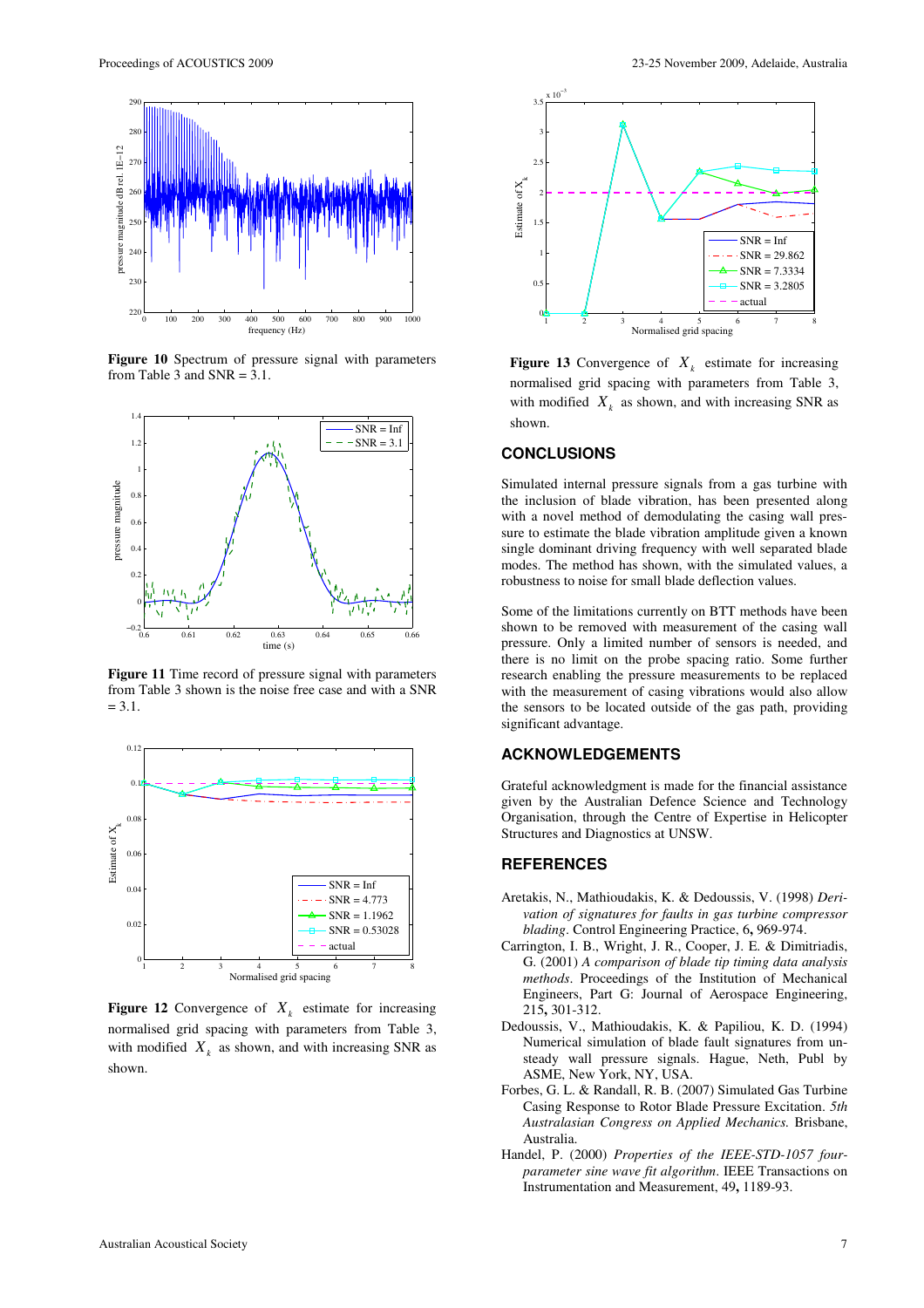**Figure 10** Spectrum of pressure signal with parameters from Table 3 and SNR = 3.1.

**Figure 11** Time record of pressure signal with parameters from Table 3 shown is the noise free case and with a SNR = 3.1.

**Figure 12** Convergence of $X_k$ estimate for increasing normalised grid spacing with parameters from Table 3, with modified $X_k$ as shown, and with increasing SNR as shown.

**Figure 13** Convergence of $X_k$ estimate for increasing normalised grid spacing with parameters from Table 3, with modified $X_k$ as shown, and with increasing SNR as shown.

## CONCLUSIONS

Simulated internal pressure signals from a gas turbine with the inclusion of blade vibration, has been presented along with a novel method of demodulating the casing wall pressure to estimate the blade vibration amplitude given a known single dominant driving frequency with well separated blade modes. The method has shown, with the simulated values, a robustness to noise for small blade deflection values.

Some of the limitations currently on BTT methods have been shown to be removed with measurement of the casing wall pressure. Only a limited number of sensors is needed, and there is no limit on the probe spacing ratio. Some further research enabling the pressure measurements to be replaced with the measurement of casing vibrations would also allow the sensors to be located outside of the gas path, providing significant advantage.

## ACKNOWLEDGEMENTS

Grateful acknowledgment is made for the financial assistance given by the Australian Defence Science and Technology Organisation, through the Centre of Expertise in Helicopter Structures and Diagnostics at UNSW.

## REFERENCES

Aretakis, N., Mathioudakis, K. & Dedoussis, V. (1998) *Derivation of signatures for faults in gas turbine compressor blading*. Control Engineering Practice, 6**,** 969-974.

Carrington, I. B., Wright, J. R., Cooper, J. E. & Dimitriadis, G. (2001) *A comparison of blade tip timing data analysis methods*. Proceedings of the Institution of Mechanical Engineers, Part G: Journal of Aerospace Engineering, 215**,** 301-312.

Dedoussis, V., Mathioudakis, K. & Papiliou, K. D. (1994) Numerical simulation of blade fault signatures from unsteady wall pressure signals. Hague, Neth, Publ by ASME, New York, NY, USA.

Forbes, G. L. & Randall, R. B. (2007) Simulated Gas Turbine Casing Response to Rotor Blade Pressure Excitation. *5th Australasian Congress on Applied Mechanics.* Brisbane, Australia.

Handel, P. (2000) *Properties of the IEEE-STD-1057 four-parameter sine wave fit algorithm*. IEEE Transactions on Instrumentation and Measurement, 49**,** 1189-93.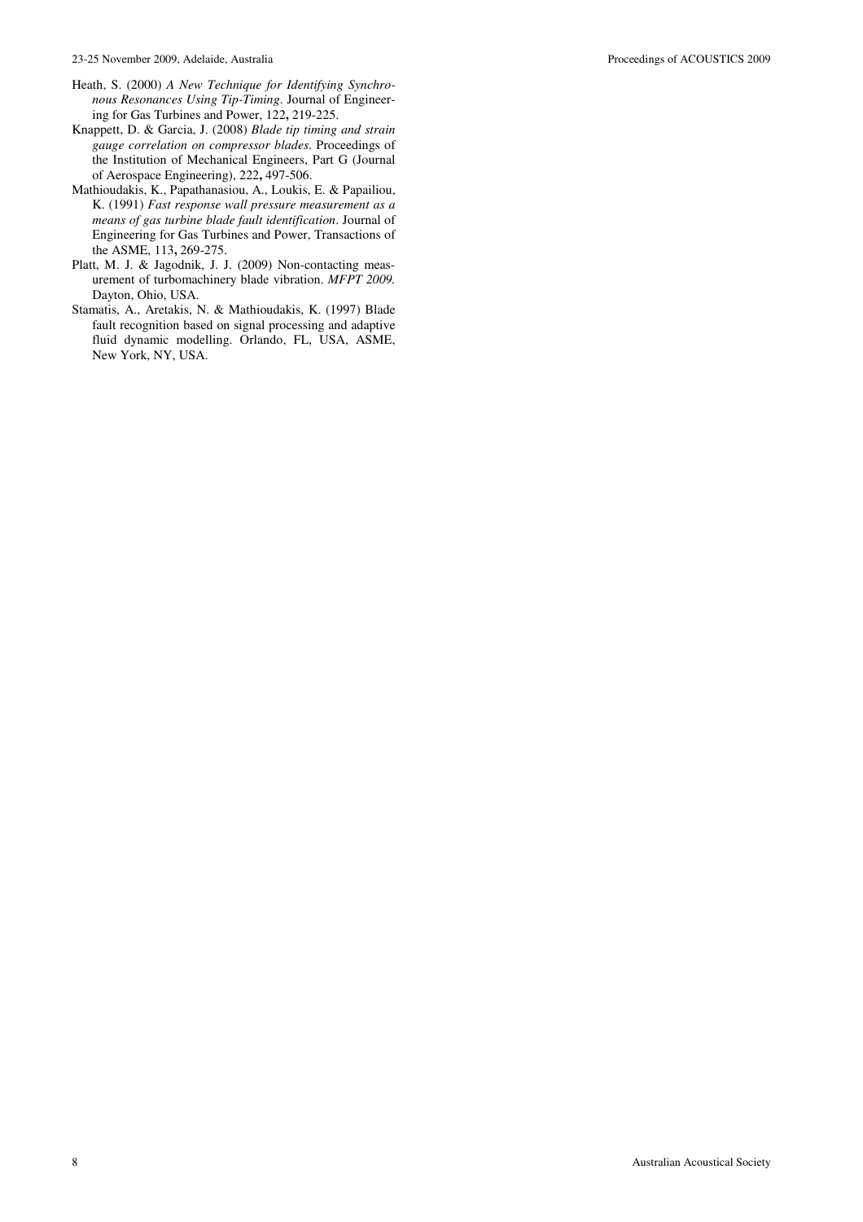Heath, S. (2000) *A New Technique for Identifying Synchronous Resonances Using Tip-Timing*. Journal of Engineering for Gas Turbines and Power, 122**,** 219-225.

Knappett, D. & Garcia, J. (2008) *Blade tip timing and strain gauge correlation on compressor blades*. Proceedings of the Institution of Mechanical Engineers, Part G (Journal of Aerospace Engineering), 222**,** 497-506.

Mathioudakis, K., Papathanasiou, A., Loukis, E. & Papailiou, K. (1991) *Fast response wall pressure measurement as a means of gas turbine blade fault identification*. Journal of Engineering for Gas Turbines and Power, Transactions of the ASME, 113**,** 269-275.

Platt, M. J. & Jagodnik, J. J. (2009) Non-contacting measurement of turbomachinery blade vibration. *MFPT 2009.* Dayton, Ohio, USA.

Stamatis, A., Aretakis, N. & Mathioudakis, K. (1997) Blade fault recognition based on signal processing and adaptive fluid dynamic modelling. Orlando, FL, USA, ASME, New York, NY, USA.